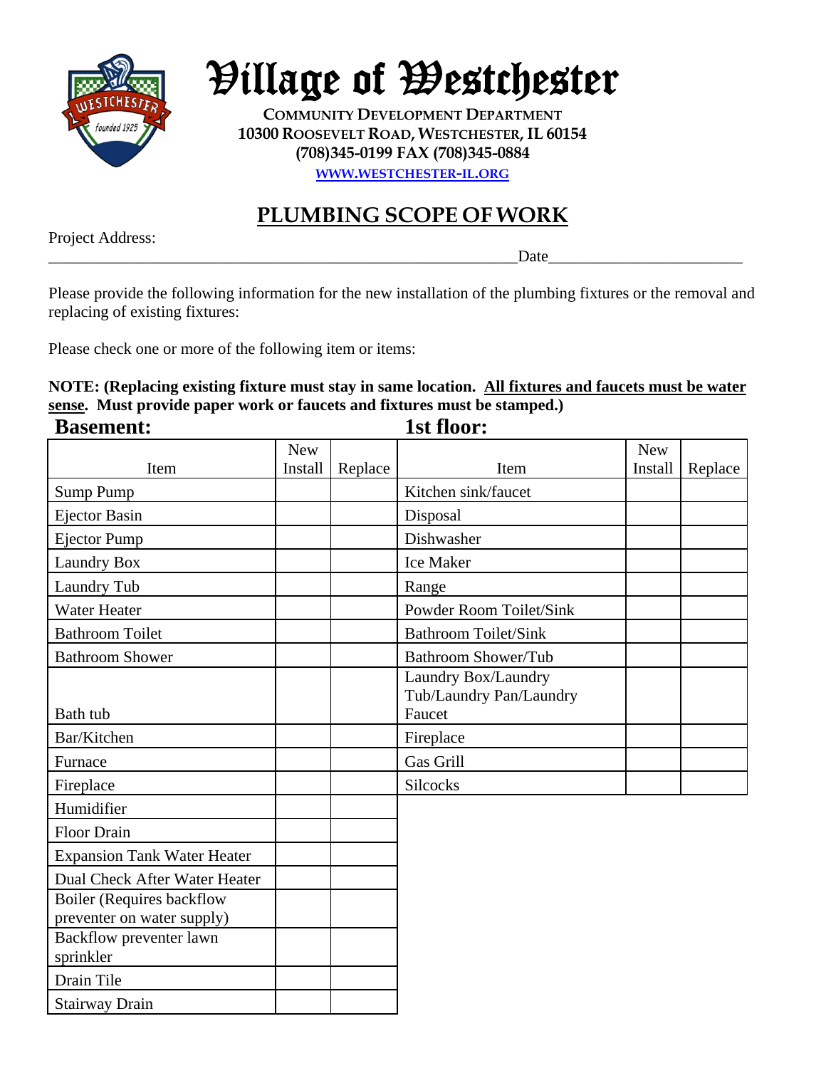# Village of Westchester

**COMMUNITY DEVELOPMENT DEPARTMENT**
**10300 ROOSEVELT ROAD, WESTCHESTER, IL 60154**
**(708)345-0199 FAX (708)345-0884**
**WWW.WESTCHESTER-IL.ORG**

## PLUMBING SCOPE OF WORK

Project Address: ____________________________________________________________ Date________________________

Please provide the following information for the new installation of the plumbing fixtures or the removal and replacing of existing fixtures:

Please check one or more of the following item or items:

**NOTE: (Replacing existing fixture must stay in same location. All fixtures and faucets must be water sense. Must provide paper work or faucets and fixtures must be stamped.)**

### Basement:

| Item | New Install | Replace |
|---|---|---|
| Sump Pump | | |
| Ejector Basin | | |
| Ejector Pump | | |
| Laundry Box | | |
| Laundry Tub | | |
| Water Heater | | |
| Bathroom Toilet | | |
| Bathroom Shower | | |
| Bath tub | | |
| Bar/Kitchen | | |
| Furnace | | |
| Fireplace | | |
| Humidifier | | |
| Floor Drain | | |
| Expansion Tank Water Heater | | |
| Dual Check After Water Heater | | |
| Boiler (Requires backflow preventer on water supply) | | |
| Backflow preventer lawn sprinkler | | |
| Drain Tile | | |
| Stairway Drain | | |

### 1st floor:

| Item | New Install | Replace |
|---|---|---|
| Kitchen sink/faucet | | |
| Disposal | | |
| Dishwasher | | |
| Ice Maker | | |
| Range | | |
| Powder Room Toilet/Sink | | |
| Bathroom Toilet/Sink | | |
| Bathroom Shower/Tub | | |
| Laundry Box/Laundry Tub/Laundry Pan/Laundry Faucet | | |
| Fireplace | | |
| Gas Grill | | |
| Silcocks | | |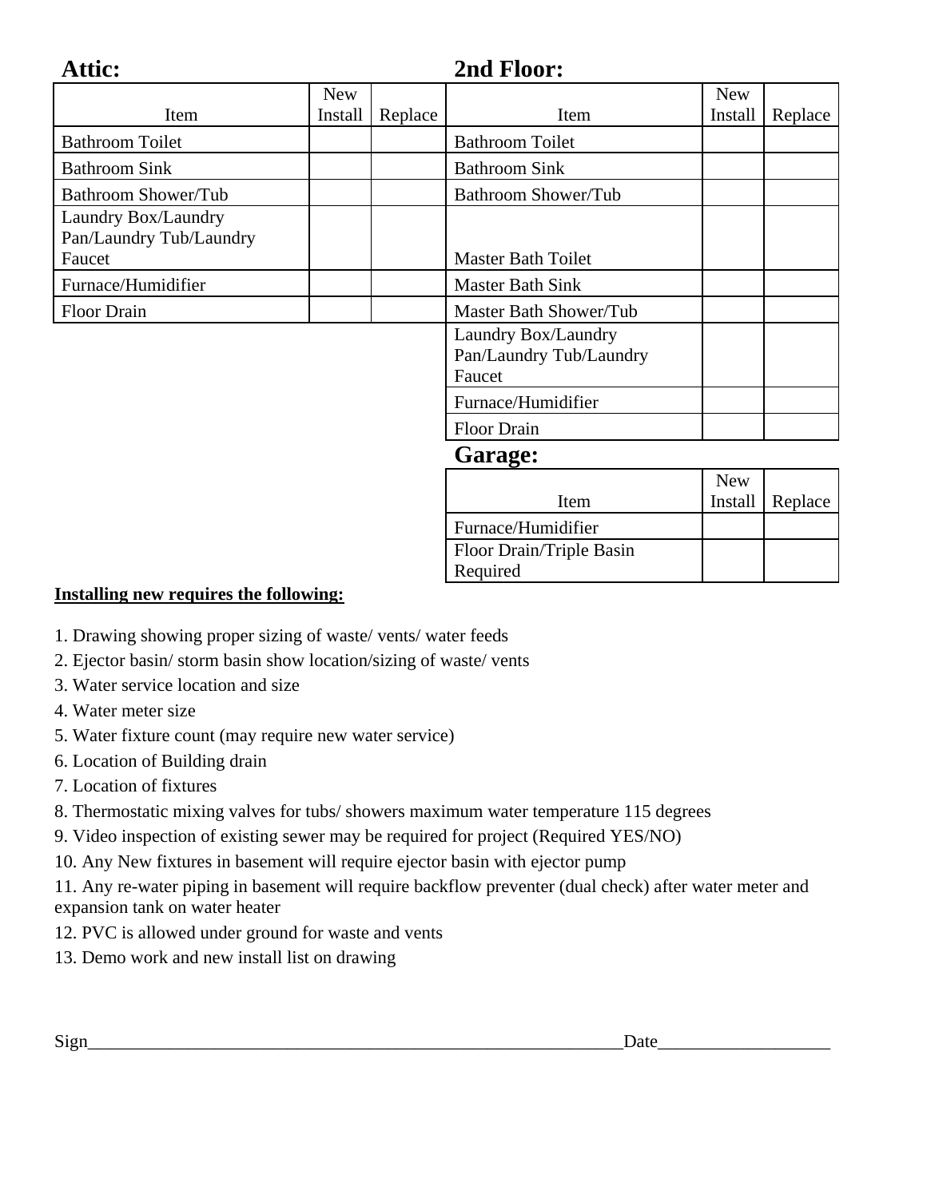## Attic:

| Item | New Install | Replace |
|---|---|---|
| Bathroom Toilet | | |
| Bathroom Sink | | |
| Bathroom Shower/Tub | | |
| Laundry Box/Laundry Pan/Laundry Tub/Laundry Faucet | | |
| Furnace/Humidifier | | |
| Floor Drain | | |

## 2nd Floor:

| Item | New Install | Replace |
|---|---|---|
| Bathroom Toilet | | |
| Bathroom Sink | | |
| Bathroom Shower/Tub | | |
| Master Bath Toilet | | |
| Master Bath Sink | | |
| Master Bath Shower/Tub | | |
| Laundry Box/Laundry Pan/Laundry Tub/Laundry Faucet | | |
| Furnace/Humidifier | | |
| Floor Drain | | |

## Garage:

| Item | New Install | Replace |
|---|---|---|
| Furnace/Humidifier | | |
| Floor Drain/Triple Basin Required | | |

**Installing new requires the following:**

1. Drawing showing proper sizing of waste/ vents/ water feeds
2. Ejector basin/ storm basin show location/sizing of waste/ vents
3. Water service location and size
4. Water meter size
5. Water fixture count (may require new water service)
6. Location of Building drain
7. Location of fixtures
8. Thermostatic mixing valves for tubs/ showers maximum water temperature 115 degrees
9. Video inspection of existing sewer may be required for project (Required YES/NO)
10. Any New fixtures in basement will require ejector basin with ejector pump
11. Any re-water piping in basement will require backflow preventer (dual check) after water meter and expansion tank on water heater
12. PVC is allowed under ground for waste and vents
13. Demo work and new install list on drawing

Sign_____________________________________________________________Date___________________